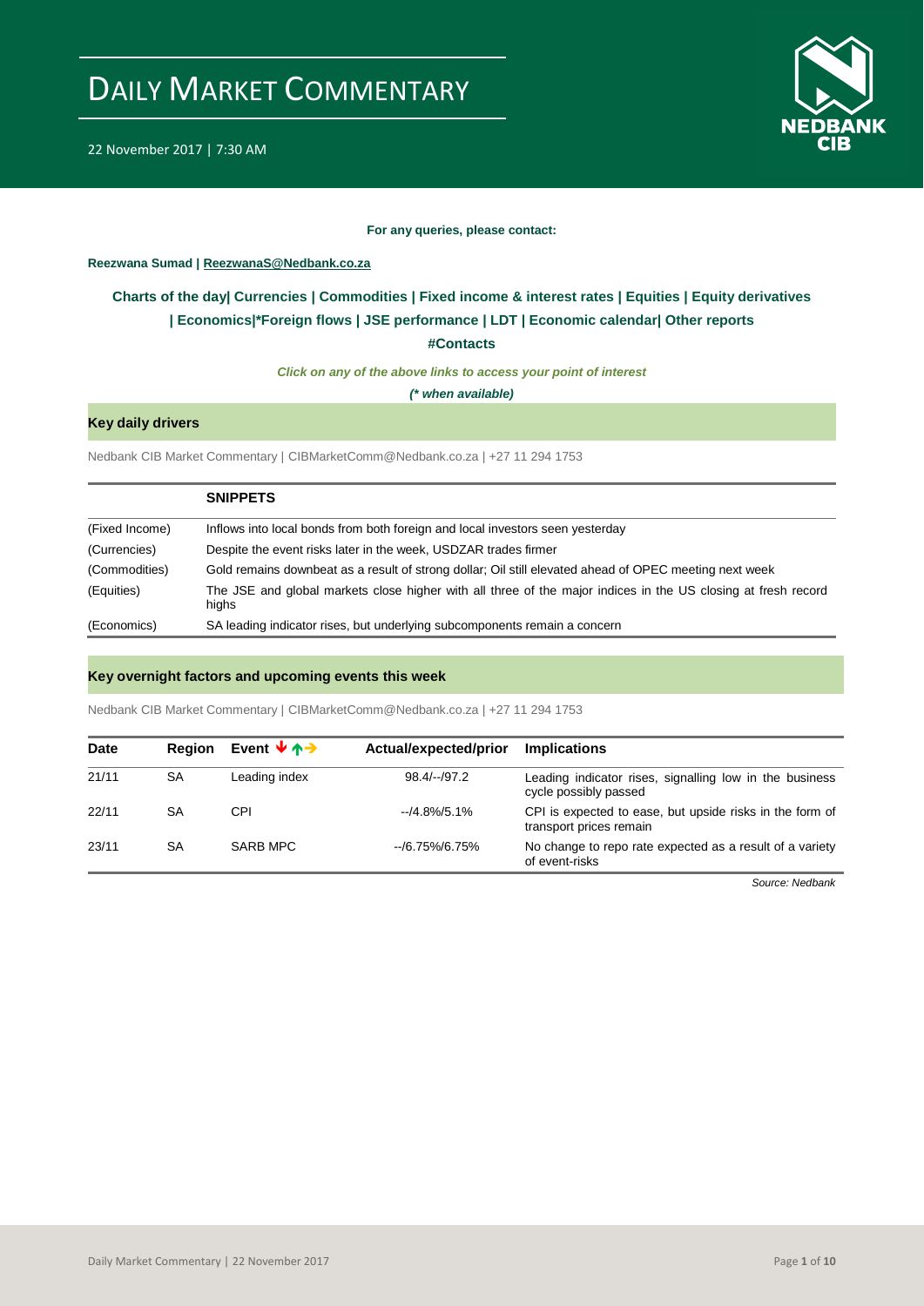# DAILY MARKET COMMENTARY

22 November 2017 | 7:30 AM

**For any queries, please contact:**

**Reezwana Sumad | ReezwanaS@Nedbank.co.za**

**Charts of the day| Currencies | Commodities | Fixed income & interest rates | Equities | Equity derivatives | Economics|*Foreign flows | JSE performance | LDT | Economic calendar| Other reports**

**#Contacts**

***Click on any of the above links to access your point of interest***

***(* when available)***

## Key daily drivers

Nedbank CIB Market Commentary | CIBMarketComm@Nedbank.co.za | +27 11 294 1753

| | **SNIPPETS** |
|---|---|
| (Fixed Income) | Inflows into local bonds from both foreign and local investors seen yesterday |
| (Currencies) | Despite the event risks later in the week, USDZAR trades firmer |
| (Commodities) | Gold remains downbeat as a result of strong dollar; Oil still elevated ahead of OPEC meeting next week |
| (Equities) | The JSE and global markets close higher with all three of the major indices in the US closing at fresh record highs |
| (Economics) | SA leading indicator rises, but underlying subcomponents remain a concern |

## Key overnight factors and upcoming events this week

Nedbank CIB Market Commentary | CIBMarketComm@Nedbank.co.za | +27 11 294 1753

| Date | Region | Event ↓↑→ | Actual/expected/prior | Implications |
|---|---|---|---|---|
| 21/11 | SA | Leading index | 98.4/--/97.2 | Leading indicator rises, signalling low in the business cycle possibly passed |
| 22/11 | SA | CPI | --/4.8%/5.1% | CPI is expected to ease, but upside risks in the form of transport prices remain |
| 23/11 | SA | SARB MPC | --/6.75%/6.75% | No change to repo rate expected as a result of a variety of event-risks |

*Source: Nedbank*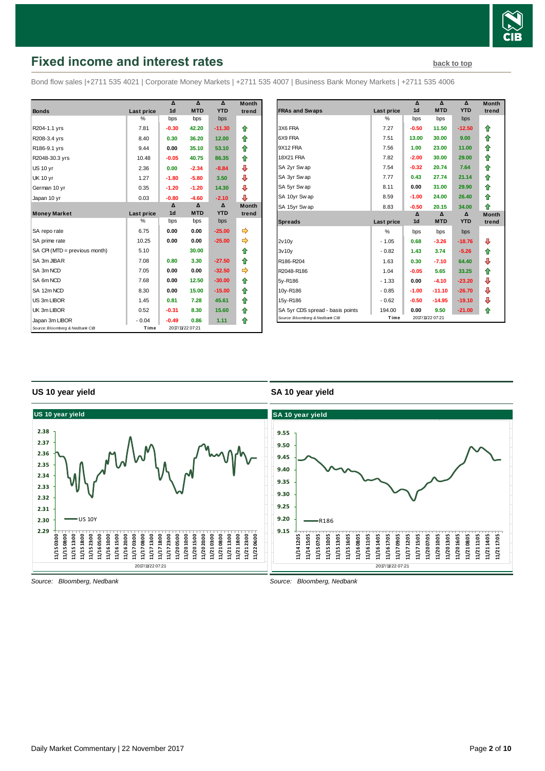# Fixed income and interest rates

back to top

Bond flow sales |+2711 535 4021 | Corporate Money Markets | +2711 535 4007 | Business Bank Money Markets | +2711 535 4006

| Bonds | Last price | Δ 1d | Δ MTD | Δ YTD | Month trend |
|---|---|---|---|---|---|
| | % | bps | bps | bps | |
| R204-1.1 yrs | 7.81 | -0.30 | 42.20 | -11.30 | ⇧ |
| R208-3.4 yrs | 8.40 | 0.30 | 36.20 | 12.00 | ⇧ |
| R186-9.1 yrs | 9.44 | 0.00 | 35.10 | 53.10 | ⇧ |
| R2048-30.3 yrs | 10.48 | -0.05 | 40.75 | 86.35 | ⇧ |
| US 10 yr | 2.36 | 0.00 | -2.34 | -8.84 | ⇩ |
| UK 10 yr | 1.27 | -1.80 | -5.80 | 3.50 | ⇩ |
| German 10 yr | 0.35 | -1.20 | -1.20 | 14.30 | ⇩ |
| Japan 10 yr | 0.03 | -0.80 | -4.60 | -2.10 | ⇩ |
| **Money Market** | **Last price** | **Δ 1d** | **Δ MTD** | **Δ YTD** | **Month trend** |
| | % | bps | bps | bps | |
| SA repo rate | 6.75 | 0.00 | 0.00 | -25.00 | ⇨ |
| SA prime rate | 10.25 | 0.00 | 0.00 | -25.00 | ⇨ |
| SA CPI (MTD = previous month) | 5.10 | | 30.00 | | ⇧ |
| SA 3m JIBAR | 7.08 | 0.80 | 3.30 | -27.50 | ⇧ |
| SA 3m NCD | 7.05 | 0.00 | 0.00 | -32.50 | ⇨ |
| SA 6m NCD | 7.68 | 0.00 | 12.50 | -30.00 | ⇧ |
| SA 12m NCD | 8.30 | 0.00 | 15.00 | -15.00 | ⇧ |
| US 3m LIBOR | 1.45 | 0.81 | 7.28 | 45.61 | ⇧ |
| UK 3m LIBOR | 0.52 | -0.31 | 8.30 | 15.60 | ⇧ |
| Japan 3m LIBOR | -0.04 | -0.49 | 0.86 | 1.11 | ⇧ |

Source: Bloomberg & Nedbank CIB | Time 2017/11/22 07:21

| FRAs and Swaps | Last price | Δ 1d | Δ MTD | Δ YTD | Month trend |
|---|---|---|---|---|---|
| | % | bps | bps | bps | |
| 3X6 FRA | 7.27 | -0.50 | 11.50 | -12.50 | ⇧ |
| 6X9 FRA | 7.51 | 13.00 | 30.00 | 9.00 | ⇧ |
| 9X12 FRA | 7.56 | 1.00 | 23.00 | 11.00 | ⇧ |
| 18X21 FRA | 7.82 | -2.00 | 30.00 | 29.00 | ⇧ |
| SA 2yr Swap | 7.54 | -0.32 | 20.74 | 7.64 | ⇧ |
| SA 3yr Swap | 7.77 | 0.43 | 27.74 | 21.14 | ⇧ |
| SA 5yr Swap | 8.11 | 0.00 | 31.00 | 29.90 | ⇧ |
| SA 10yr Swap | 8.59 | -1.00 | 24.00 | 26.40 | ⇧ |
| SA 15yr Swap | 8.83 | -0.50 | 20.15 | 34.00 | ⇧ |
| **Spreads** | **Last price** | **Δ 1d** | **Δ MTD** | **Δ YTD** | **Month trend** |
| | % | bps | bps | bps | |
| 2v10y | -1.05 | 0.68 | -3.26 | -18.76 | ⇩ |
| 3v10y | -0.82 | 1.43 | 3.74 | -5.26 | ⇧ |
| R186-R204 | 1.63 | 0.30 | -7.10 | 64.40 | ⇩ |
| R2048-R186 | 1.04 | -0.05 | 5.65 | 33.25 | ⇧ |
| 5y-R186 | -1.33 | 0.00 | -4.10 | -23.20 | ⇩ |
| 10y-R186 | -0.85 | -1.00 | -11.10 | -26.70 | ⇩ |
| 15y-R186 | -0.62 | -0.50 | -14.95 | -19.10 | ⇩ |
| SA 5yr CDS spread - basis points | 194.00 | 0.00 | 9.50 | -21.00 | ⇧ |

Source: Bloomberg & Nedbank CIB | Time 2017/11/22 07:21

## US 10 year yield

Source: Bloomberg, Nedbank

## SA 10 year yield

Source: Bloomberg, Nedbank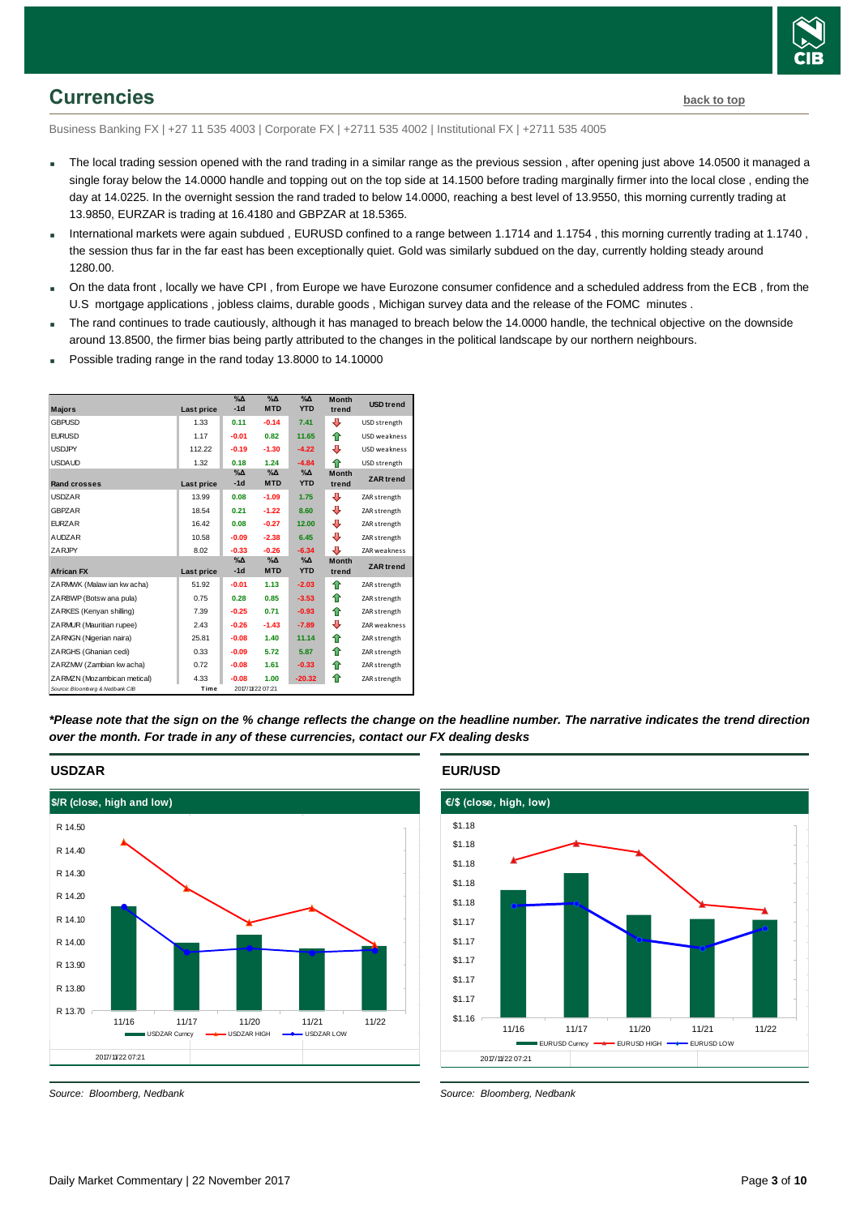## Currencies

back to top

Business Banking FX | +27 11 535 4003 | Corporate FX | +2711 535 4002 | Institutional FX | +2711 535 4005

- The local trading session opened with the rand trading in a similar range as the previous session , after opening just above 14.0500 it managed a single foray below the 14.0000 handle and topping out on the top side at 14.1500 before trading marginally firmer into the local close , ending the day at 14.0225. In the overnight session the rand traded to below 14.0000, reaching a best level of 13.9550, this morning currently trading at 13.9850, EURZAR is trading at 16.4180 and GBPZAR at 18.5365.
- International markets were again subdued , EURUSD confined to a range between 1.1714 and 1.1754 , this morning currently trading at 1.1740 , the session thus far in the far east has been exceptionally quiet. Gold was similarly subdued on the day, currently holding steady around 1280.00.
- On the data front , locally we have CPI , from Europe we have Eurozone consumer confidence and a scheduled address from the ECB , from the U.S mortgage applications , jobless claims, durable goods , Michigan survey data and the release of the FOMC minutes .
- The rand continues to trade cautiously, although it has managed to breach below the 14.0000 handle, the technical objective on the downside around 13.8500, the firmer bias being partly attributed to the changes in the political landscape by our northern neighbours.
- Possible trading range in the rand today 13.8000 to 14.10000

| Majors | Last price | %Δ -1d | %Δ MTD | %Δ YTD | Month trend | USD trend |
|---|---|---|---|---|---|---|
| GBPUSD | 1.33 | 0.11 | -0.14 | 7.41 | ⇩ | USD strength |
| EURUSD | 1.17 | -0.01 | 0.82 | 11.65 | ⇧ | USD weakness |
| USDJPY | 112.22 | -0.19 | -1.30 | -4.22 | ⇩ | USD weakness |
| USDAUD | 1.32 | 0.18 | 1.24 | -4.84 | ⇧ | USD strength |
| **Rand crosses** | **Last price** | **%Δ -1d** | **%Δ MTD** | **%Δ YTD** | **Month trend** | **ZAR trend** |
| USDZAR | 13.99 | 0.08 | -1.09 | 1.75 | ⇩ | ZAR strength |
| GBPZAR | 18.54 | 0.21 | -1.22 | 8.60 | ⇩ | ZAR strength |
| EURZAR | 16.42 | 0.08 | -0.27 | 12.00 | ⇩ | ZAR strength |
| AUDZAR | 10.58 | -0.09 | -2.38 | 6.45 | ⇩ | ZAR strength |
| ZARJPY | 8.02 | -0.33 | -0.26 | -6.34 | ⇩ | ZAR weakness |
| **African FX** | **Last price** | **%Δ -1d** | **%Δ MTD** | **%Δ YTD** | **Month trend** | **ZAR trend** |
| ZARMWK (Malawian kwacha) | 51.92 | -0.01 | 1.13 | -2.03 | ⇧ | ZAR strength |
| ZARBWP (Botswana pula) | 0.75 | 0.28 | 0.85 | -3.53 | ⇧ | ZAR strength |
| ZARKES (Kenyan shilling) | 7.39 | -0.25 | 0.71 | -0.93 | ⇧ | ZAR strength |
| ZARMUR (Mauritian rupee) | 2.43 | -0.26 | -1.43 | -7.89 | ⇩ | ZAR weakness |
| ZARNGN (Nigerian naira) | 25.81 | -0.08 | 1.40 | 11.14 | ⇧ | ZAR strength |
| ZARGHS (Ghanian cedi) | 0.33 | -0.09 | 5.72 | 5.87 | ⇧ | ZAR strength |
| ZARZMW (Zambian kwacha) | 0.72 | -0.08 | 1.61 | -0.33 | ⇧ | ZAR strength |
| ZARMZN (Mozambican metical) | 4.33 | -0.08 | 1.00 | -20.32 | ⇧ | ZAR strength |
| Source: Bloomberg & Nedbank CIB | Time | 2017/11/22 07:21 | | | | |

***Please note that the sign on the % change reflects the change on the headline number. The narrative indicates the trend direction over the month. For trade in any of these currencies, contact our FX dealing desks***

### USDZAR

Source: Bloomberg, Nedbank

### EUR/USD

Source: Bloomberg, Nedbank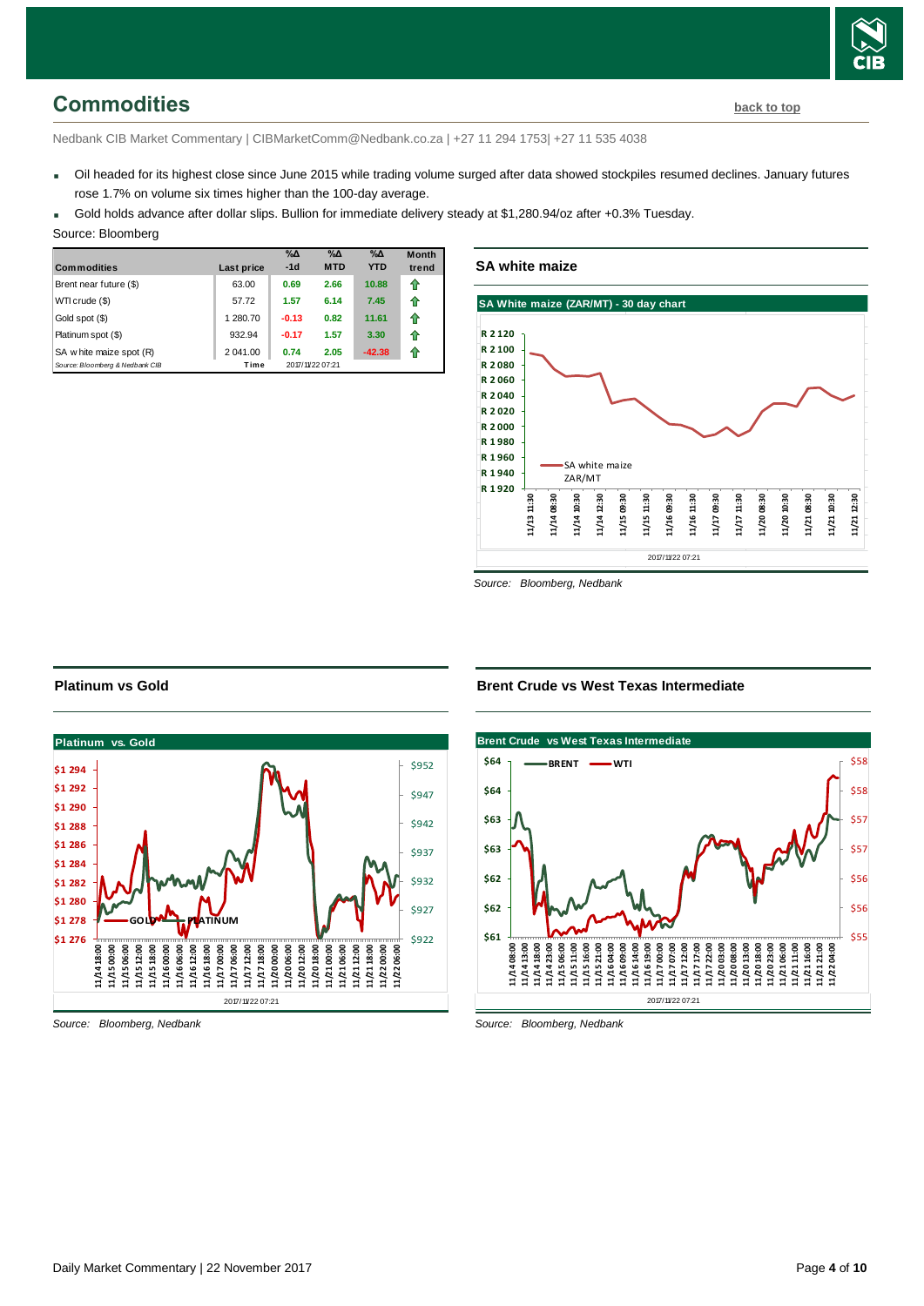## Commodities

back to top

Nedbank CIB Market Commentary | CIBMarketComm@Nedbank.co.za | +27 11 294 1753| +27 11 535 4038

- Oil headed for its highest close since June 2015 while trading volume surged after data showed stockpiles resumed declines. January futures rose 1.7% on volume six times higher than the 100-day average.
- Gold holds advance after dollar slips. Bullion for immediate delivery steady at $1,280.94/oz after +0.3% Tuesday.

Source: Bloomberg

| Commodities | Last price | %Δ -1d | %Δ MTD | %Δ YTD | Month trend |
|---|---|---|---|---|---|
| Brent near future ($) | 63.00 | 0.69 | 2.66 | 10.88 | ⇧ |
| WTI crude ($) | 57.72 | 1.57 | 6.14 | 7.45 | ⇧ |
| Gold spot ($) | 1 280.70 | -0.13 | 0.82 | 11.61 | ⇧ |
| Platinum spot ($) | 932.94 | -0.17 | 1.57 | 3.30 | ⇧ |
| SA white maize spot (R) | 2 041.00 | 0.74 | 2.05 | -42.38 | ⇧ |
| Source: Bloomberg & Nedbank CIB | Time | 2017/11/22 07:21 | | | |

### SA white maize

Source: Bloomberg, Nedbank

### Platinum vs Gold

Source: Bloomberg, Nedbank

### Brent Crude vs West Texas Intermediate

Source: Bloomberg, Nedbank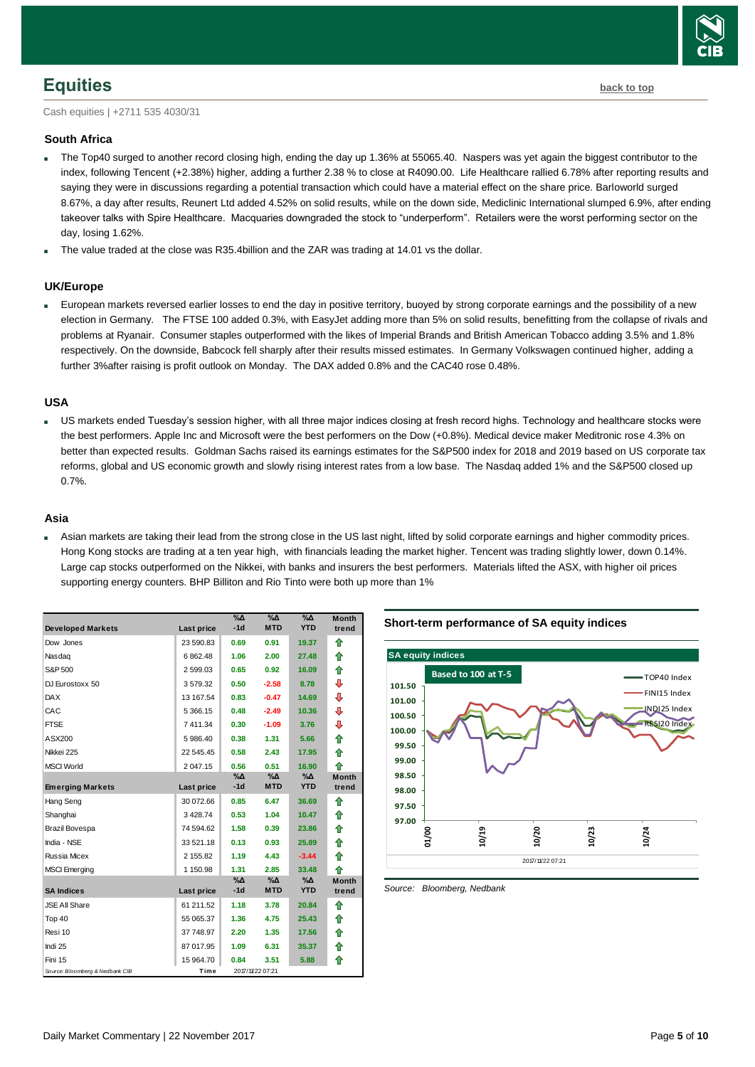## Equities

back to top

Cash equities | +2711 535 4030/31

### South Africa

- The Top40 surged to another record closing high, ending the day up 1.36% at 55065.40. Naspers was yet again the biggest contributor to the index, following Tencent (+2.38%) higher, adding a further 2.38 % to close at R4090.00. Life Healthcare rallied 6.78% after reporting results and saying they were in discussions regarding a potential transaction which could have a material effect on the share price. Barloworld surged 8.67%, a day after results, Reunert Ltd added 4.52% on solid results, while on the down side, Mediclinic International slumped 6.9%, after ending takeover talks with Spire Healthcare. Macquaries downgraded the stock to "underperform". Retailers were the worst performing sector on the day, losing 1.62%.
- The value traded at the close was R35.4billion and the ZAR was trading at 14.01 vs the dollar.

### UK/Europe

- European markets reversed earlier losses to end the day in positive territory, buoyed by strong corporate earnings and the possibility of a new election in Germany. The FTSE 100 added 0.3%, with EasyJet adding more than 5% on solid results, benefitting from the collapse of rivals and problems at Ryanair. Consumer staples outperformed with the likes of Imperial Brands and British American Tobacco adding 3.5% and 1.8% respectively. On the downside, Babcock fell sharply after their results missed estimates. In Germany Volkswagen continued higher, adding a further 3%after raising is profit outlook on Monday. The DAX added 0.8% and the CAC40 rose 0.48%.

### USA

- US markets ended Tuesday's session higher, with all three major indices closing at fresh record highs. Technology and healthcare stocks were the best performers. Apple Inc and Microsoft were the best performers on the Dow (+0.8%). Medical device maker Meditronic rose 4.3% on better than expected results. Goldman Sachs raised its earnings estimates for the S&P500 index for 2018 and 2019 based on US corporate tax reforms, global and US economic growth and slowly rising interest rates from a low base. The Nasdaq added 1% and the S&P500 closed up 0.7%.

### Asia

- Asian markets are taking their lead from the strong close in the US last night, lifted by solid corporate earnings and higher commodity prices. Hong Kong stocks are trading at a ten year high, with financials leading the market higher. Tencent was trading slightly lower, down 0.14%. Large cap stocks outperformed on the Nikkei, with banks and insurers the best performers. Materials lifted the ASX, with higher oil prices supporting energy counters. BHP Billiton and Rio Tinto were both up more than 1%

| Developed Markets | Last price | %Δ -1d | %Δ MTD | %Δ YTD | Month trend |
|---|---|---|---|---|---|
| Dow Jones | 23 590.83 | 0.69 | 0.91 | 19.37 | ⇧ |
| Nasdaq | 6 862.48 | 1.06 | 2.00 | 27.48 | ⇧ |
| S&P 500 | 2 599.03 | 0.65 | 0.92 | 16.09 | ⇧ |
| DJ Eurostoxx 50 | 3 579.32 | 0.50 | -2.58 | 8.78 | ⇩ |
| DAX | 13 167.54 | 0.83 | -0.47 | 14.69 | ⇩ |
| CAC | 5 366.15 | 0.48 | -2.49 | 10.36 | ⇩ |
| FTSE | 7 411.34 | 0.30 | -1.09 | 3.76 | ⇩ |
| ASX200 | 5 986.40 | 0.38 | 1.31 | 5.66 | ⇧ |
| Nikkei 225 | 22 545.45 | 0.58 | 2.43 | 17.95 | ⇧ |
| MSCI World | 2 047.15 | 0.56 | 0.51 | 16.90 | ⇧ |
| **Emerging Markets** | **Last price** | **%Δ -1d** | **%Δ MTD** | **%Δ YTD** | **Month trend** |
| Hang Seng | 30 072.66 | 0.85 | 6.47 | 36.69 | ⇧ |
| Shanghai | 3 428.74 | 0.53 | 1.04 | 10.47 | ⇧ |
| Brazil Bovespa | 74 594.62 | 1.58 | 0.39 | 23.86 | ⇧ |
| India - NSE | 33 521.18 | 0.13 | 0.93 | 25.89 | ⇧ |
| Russia Micex | 2 155.82 | 1.19 | 4.43 | -3.44 | ⇧ |
| MSCI Emerging | 1 150.98 | 1.31 | 2.85 | 33.48 | ⇧ |
| **SA Indices** | **Last price** | **%Δ -1d** | **%Δ MTD** | **%Δ YTD** | **Month trend** |
| JSE All Share | 61 211.52 | 1.18 | 3.78 | 20.84 | ⇧ |
| Top 40 | 55 065.37 | 1.36 | 4.75 | 25.43 | ⇧ |
| Resi 10 | 37 748.97 | 2.20 | 1.35 | 17.56 | ⇧ |
| Indi 25 | 87 017.95 | 1.09 | 6.31 | 35.37 | ⇧ |
| Fini 15 | 15 964.70 | 0.84 | 3.51 | 5.88 | ⇧ |

Source: Bloomberg & Nedbank CIB | Time 2017/11/22 07:21

**Short-term performance of SA equity indices**

Source: Bloomberg, Nedbank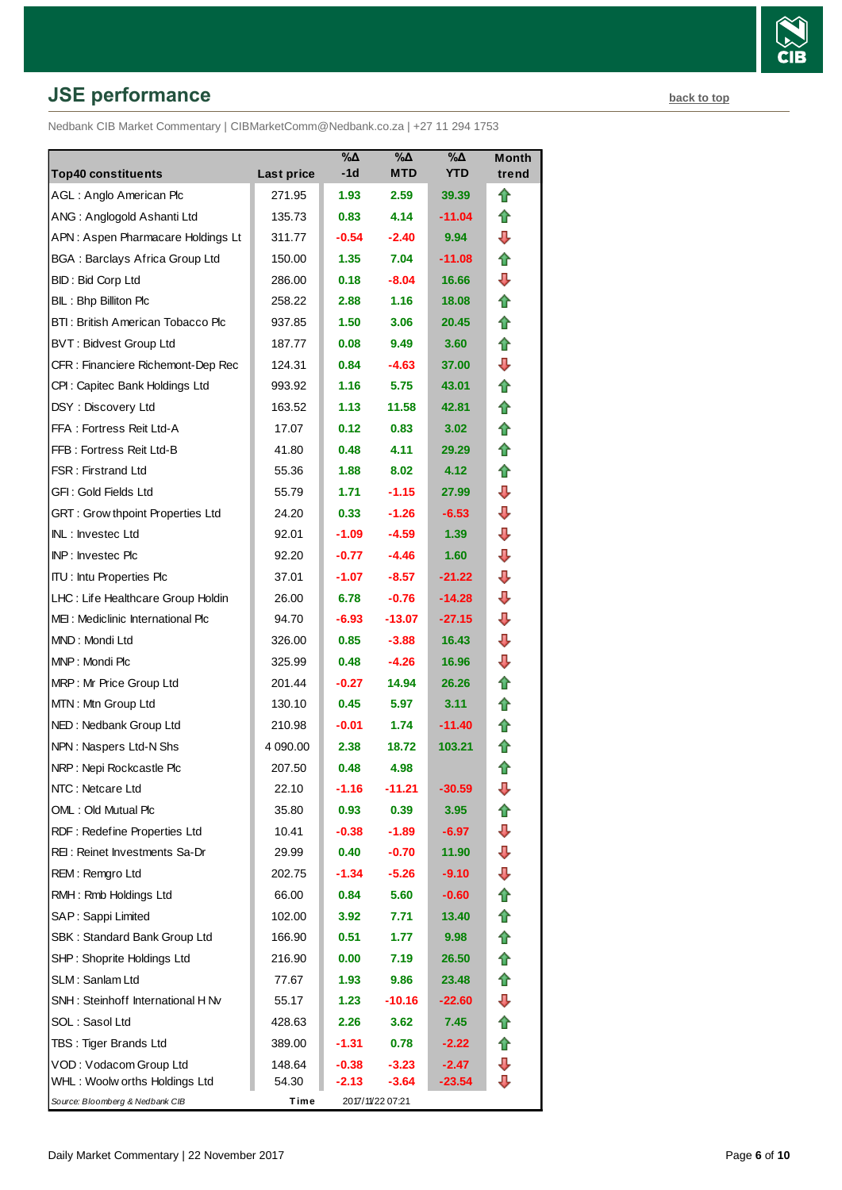## JSE performance

back to top

Nedbank CIB Market Commentary | CIBMarketComm@Nedbank.co.za | +27 11 294 1753

| Top40 constituents | Last price | %Δ -1d | %Δ MTD | %Δ YTD | Month trend |
|---|---|---|---|---|---|
| AGL : Anglo American Plc | 271.95 | 1.93 | 2.59 | 39.39 | ⇧ |
| ANG : Anglogold Ashanti Ltd | 135.73 | 0.83 | 4.14 | -11.04 | ⇧ |
| APN : Aspen Pharmacare Holdings Lt | 311.77 | -0.54 | -2.40 | 9.94 | ⇩ |
| BGA : Barclays Africa Group Ltd | 150.00 | 1.35 | 7.04 | -11.08 | ⇧ |
| BID : Bid Corp Ltd | 286.00 | 0.18 | -8.04 | 16.66 | ⇩ |
| BIL : Bhp Billiton Plc | 258.22 | 2.88 | 1.16 | 18.08 | ⇧ |
| BTI : British American Tobacco Plc | 937.85 | 1.50 | 3.06 | 20.45 | ⇧ |
| BVT : Bidvest Group Ltd | 187.77 | 0.08 | 9.49 | 3.60 | ⇧ |
| CFR : Financiere Richemont-Dep Rec | 124.31 | 0.84 | -4.63 | 37.00 | ⇩ |
| CPI : Capitec Bank Holdings Ltd | 993.92 | 1.16 | 5.75 | 43.01 | ⇧ |
| DSY : Discovery Ltd | 163.52 | 1.13 | 11.58 | 42.81 | ⇧ |
| FFA : Fortress Reit Ltd-A | 17.07 | 0.12 | 0.83 | 3.02 | ⇧ |
| FFB : Fortress Reit Ltd-B | 41.80 | 0.48 | 4.11 | 29.29 | ⇧ |
| FSR : Firstrand Ltd | 55.36 | 1.88 | 8.02 | 4.12 | ⇧ |
| GFI : Gold Fields Ltd | 55.79 | 1.71 | -1.15 | 27.99 | ⇩ |
| GRT : Growthpoint Properties Ltd | 24.20 | 0.33 | -1.26 | -6.53 | ⇩ |
| INL : Investec Ltd | 92.01 | -1.09 | -4.59 | 1.39 | ⇩ |
| INP : Investec Plc | 92.20 | -0.77 | -4.46 | 1.60 | ⇩ |
| ITU : Intu Properties Plc | 37.01 | -1.07 | -8.57 | -21.22 | ⇩ |
| LHC : Life Healthcare Group Holdin | 26.00 | 6.78 | -0.76 | -14.28 | ⇩ |
| MEI : Mediclinic International Plc | 94.70 | -6.93 | -13.07 | -27.15 | ⇩ |
| MND : Mondi Ltd | 326.00 | 0.85 | -3.88 | 16.43 | ⇩ |
| MNP : Mondi Plc | 325.99 | 0.48 | -4.26 | 16.96 | ⇩ |
| MRP : Mr Price Group Ltd | 201.44 | -0.27 | 14.94 | 26.26 | ⇧ |
| MTN : Mtn Group Ltd | 130.10 | 0.45 | 5.97 | 3.11 | ⇧ |
| NED : Nedbank Group Ltd | 210.98 | -0.01 | 1.74 | -11.40 | ⇧ |
| NPN : Naspers Ltd-N Shs | 4 090.00 | 2.38 | 18.72 | 103.21 | ⇧ |
| NRP : Nepi Rockcastle Plc | 207.50 | 0.48 | 4.98 | | ⇧ |
| NTC : Netcare Ltd | 22.10 | -1.16 | -11.21 | -30.59 | ⇩ |
| OML : Old Mutual Plc | 35.80 | 0.93 | 0.39 | 3.95 | ⇧ |
| RDF : Redefine Properties Ltd | 10.41 | -0.38 | -1.89 | -6.97 | ⇩ |
| REI : Reinet Investments Sa-Dr | 29.99 | 0.40 | -0.70 | 11.90 | ⇩ |
| REM : Remgro Ltd | 202.75 | -1.34 | -5.26 | -9.10 | ⇩ |
| RMH : Rmb Holdings Ltd | 66.00 | 0.84 | 5.60 | -0.60 | ⇧ |
| SAP : Sappi Limited | 102.00 | 3.92 | 7.71 | 13.40 | ⇧ |
| SBK : Standard Bank Group Ltd | 166.90 | 0.51 | 1.77 | 9.98 | ⇧ |
| SHP : Shoprite Holdings Ltd | 216.90 | 0.00 | 7.19 | 26.50 | ⇧ |
| SLM : Sanlam Ltd | 77.67 | 1.93 | 9.86 | 23.48 | ⇧ |
| SNH : Steinhoff International H Nv | 55.17 | 1.23 | -10.16 | -22.60 | ⇩ |
| SOL : Sasol Ltd | 428.63 | 2.26 | 3.62 | 7.45 | ⇧ |
| TBS : Tiger Brands Ltd | 389.00 | -1.31 | 0.78 | -2.22 | ⇧ |
| VOD : Vodacom Group Ltd | 148.64 | -0.38 | -3.23 | -2.47 | ⇩ |
| WHL : Woolworths Holdings Ltd | 54.30 | -2.13 | -3.64 | -23.54 | ⇩ |

*Source: Bloomberg & Nedbank CIB* — Time: 2017/11/22 07:21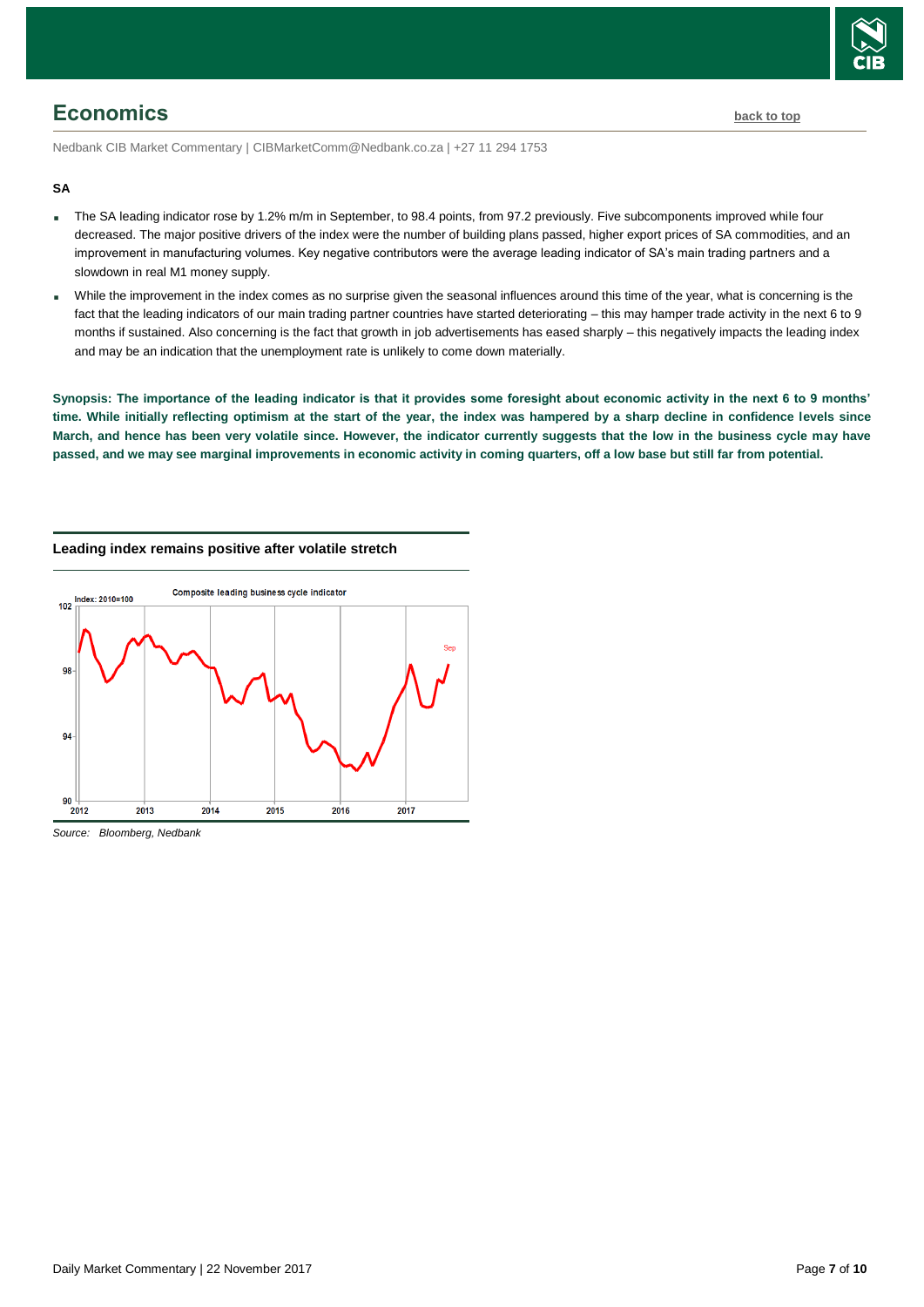# Economics

back to top

Nedbank CIB Market Commentary | CIBMarketComm@Nedbank.co.za | +27 11 294 1753

**SA**

- The SA leading indicator rose by 1.2% m/m in September, to 98.4 points, from 97.2 previously. Five subcomponents improved while four decreased. The major positive drivers of the index were the number of building plans passed, higher export prices of SA commodities, and an improvement in manufacturing volumes. Key negative contributors were the average leading indicator of SA's main trading partners and a slowdown in real M1 money supply.
- While the improvement in the index comes as no surprise given the seasonal influences around this time of the year, what is concerning is the fact that the leading indicators of our main trading partner countries have started deteriorating – this may hamper trade activity in the next 6 to 9 months if sustained. Also concerning is the fact that growth in job advertisements has eased sharply – this negatively impacts the leading index and may be an indication that the unemployment rate is unlikely to come down materially.

**Synopsis: The importance of the leading indicator is that it provides some foresight about economic activity in the next 6 to 9 months' time. While initially reflecting optimism at the start of the year, the index was hampered by a sharp decline in confidence levels since March, and hence has been very volatile since. However, the indicator currently suggests that the low in the business cycle may have passed, and we may see marginal improvements in economic activity in coming quarters, off a low base but still far from potential.**

**Leading index remains positive after volatile stretch**

*Source: Bloomberg, Nedbank*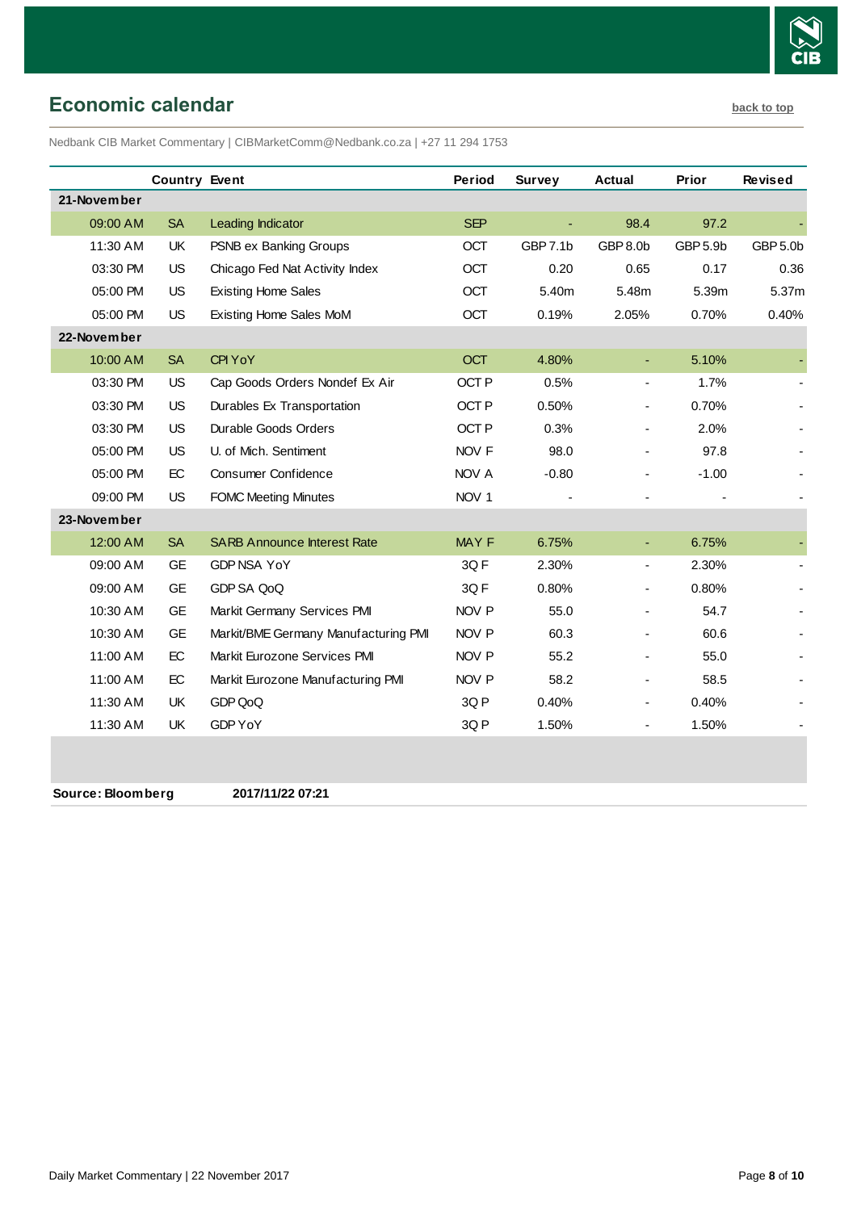## Economic calendar

back to top

Nedbank CIB Market Commentary | CIBMarketComm@Nedbank.co.za | +27 11 294 1753

| | Country | Event | Period | Survey | Actual | Prior | Revised |
|---|---|---|---|---|---|---|---|
| **21-November** | | | | | | | |
| 09:00 AM | SA | Leading Indicator | SEP | - | 98.4 | 97.2 | - |
| 11:30 AM | UK | PSNB ex Banking Groups | OCT | GBP 7.1b | GBP 8.0b | GBP 5.9b | GBP 5.0b |
| 03:30 PM | US | Chicago Fed Nat Activity Index | OCT | 0.20 | 0.65 | 0.17 | 0.36 |
| 05:00 PM | US | Existing Home Sales | OCT | 5.40m | 5.48m | 5.39m | 5.37m |
| 05:00 PM | US | Existing Home Sales MoM | OCT | 0.19% | 2.05% | 0.70% | 0.40% |
| **22-November** | | | | | | | |
| 10:00 AM | SA | CPI YoY | OCT | 4.80% | - | 5.10% | - |
| 03:30 PM | US | Cap Goods Orders Nondef Ex Air | OCT P | 0.5% | - | 1.7% | - |
| 03:30 PM | US | Durables Ex Transportation | OCT P | 0.50% | - | 0.70% | - |
| 03:30 PM | US | Durable Goods Orders | OCT P | 0.3% | - | 2.0% | - |
| 05:00 PM | US | U. of Mich. Sentiment | NOV F | 98.0 | - | 97.8 | - |
| 05:00 PM | EC | Consumer Confidence | NOV A | -0.80 | - | -1.00 | - |
| 09:00 PM | US | FOMC Meeting Minutes | NOV 1 | - | - | - | - |
| **23-November** | | | | | | | |
| 12:00 AM | SA | SARB Announce Interest Rate | MAY F | 6.75% | - | 6.75% | - |
| 09:00 AM | GE | GDP NSA YoY | 3Q F | 2.30% | - | 2.30% | - |
| 09:00 AM | GE | GDP SA QoQ | 3Q F | 0.80% | - | 0.80% | - |
| 10:30 AM | GE | Markit Germany Services PMI | NOV P | 55.0 | - | 54.7 | - |
| 10:30 AM | GE | Markit/BME Germany Manufacturing PMI | NOV P | 60.3 | - | 60.6 | - |
| 11:00 AM | EC | Markit Eurozone Services PMI | NOV P | 55.2 | - | 55.0 | - |
| 11:00 AM | EC | Markit Eurozone Manufacturing PMI | NOV P | 58.2 | - | 58.5 | - |
| 11:30 AM | UK | GDP QoQ | 3Q P | 0.40% | - | 0.40% | - |
| 11:30 AM | UK | GDP YoY | 3Q P | 1.50% | - | 1.50% | - |

**Source: Bloomberg** **2017/11/22 07:21**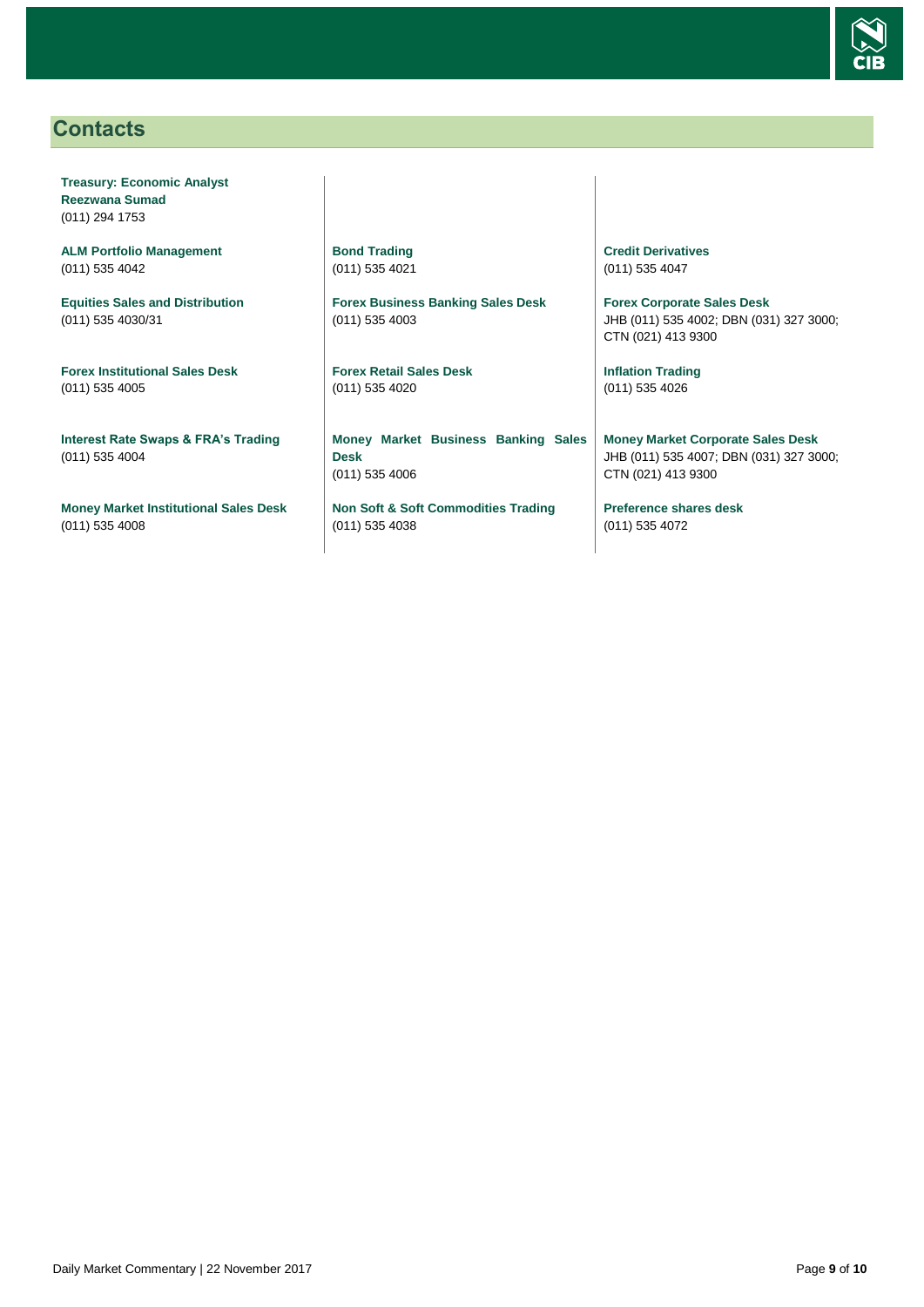## Contacts

**Treasury: Economic Analyst**
**Reezwana Sumad**
(011) 294 1753

**ALM Portfolio Management**
(011) 535 4042

**Equities Sales and Distribution**
(011) 535 4030/31

**Forex Institutional Sales Desk**
(011) 535 4005

**Interest Rate Swaps & FRA's Trading**
(011) 535 4004

**Money Market Institutional Sales Desk**
(011) 535 4008

**Bond Trading**
(011) 535 4021

**Forex Business Banking Sales Desk**
(011) 535 4003

**Forex Retail Sales Desk**
(011) 535 4020

**Money Market Business Banking Sales Desk**
(011) 535 4006

**Non Soft & Soft Commodities Trading**
(011) 535 4038

**Credit Derivatives**
(011) 535 4047

**Forex Corporate Sales Desk**
JHB (011) 535 4002; DBN (031) 327 3000; CTN (021) 413 9300

**Inflation Trading**
(011) 535 4026

**Money Market Corporate Sales Desk**
JHB (011) 535 4007; DBN (031) 327 3000; CTN (021) 413 9300

**Preference shares desk**
(011) 535 4072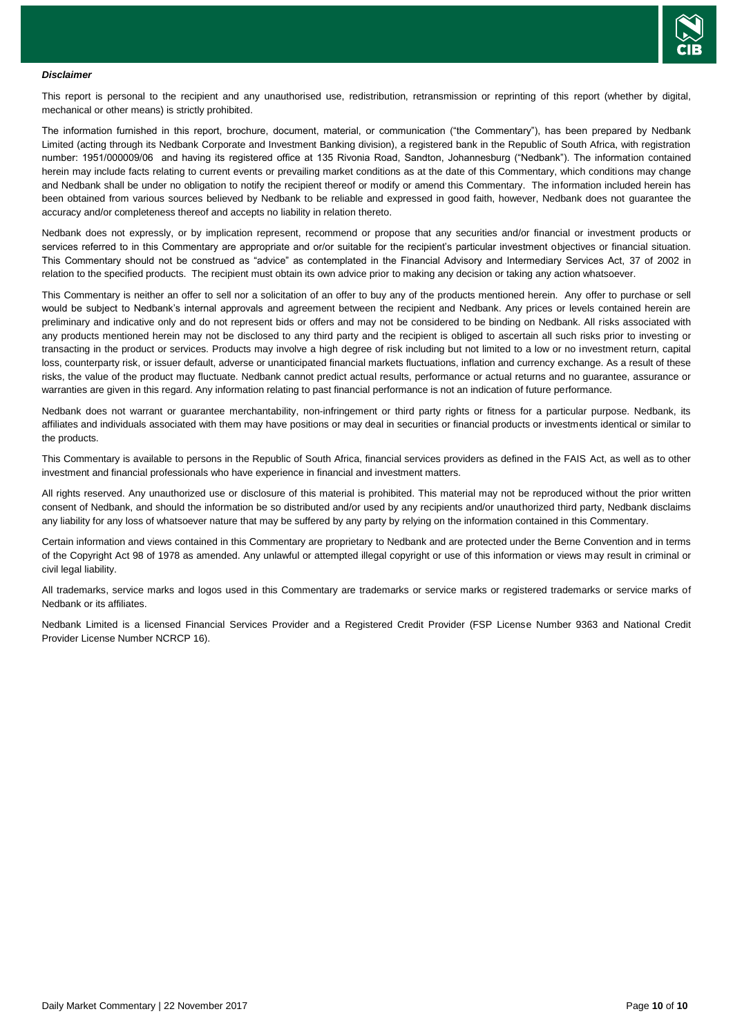***Disclaimer***

This report is personal to the recipient and any unauthorised use, redistribution, retransmission or reprinting of this report (whether by digital, mechanical or other means) is strictly prohibited.

The information furnished in this report, brochure, document, material, or communication ("the Commentary"), has been prepared by Nedbank Limited (acting through its Nedbank Corporate and Investment Banking division), a registered bank in the Republic of South Africa, with registration number: 1951/000009/06 and having its registered office at 135 Rivonia Road, Sandton, Johannesburg ("Nedbank"). The information contained herein may include facts relating to current events or prevailing market conditions as at the date of this Commentary, which conditions may change and Nedbank shall be under no obligation to notify the recipient thereof or modify or amend this Commentary. The information included herein has been obtained from various sources believed by Nedbank to be reliable and expressed in good faith, however, Nedbank does not guarantee the accuracy and/or completeness thereof and accepts no liability in relation thereto.

Nedbank does not expressly, or by implication represent, recommend or propose that any securities and/or financial or investment products or services referred to in this Commentary are appropriate and or/or suitable for the recipient's particular investment objectives or financial situation. This Commentary should not be construed as "advice" as contemplated in the Financial Advisory and Intermediary Services Act, 37 of 2002 in relation to the specified products. The recipient must obtain its own advice prior to making any decision or taking any action whatsoever.

This Commentary is neither an offer to sell nor a solicitation of an offer to buy any of the products mentioned herein. Any offer to purchase or sell would be subject to Nedbank's internal approvals and agreement between the recipient and Nedbank. Any prices or levels contained herein are preliminary and indicative only and do not represent bids or offers and may not be considered to be binding on Nedbank. All risks associated with any products mentioned herein may not be disclosed to any third party and the recipient is obliged to ascertain all such risks prior to investing or transacting in the product or services. Products may involve a high degree of risk including but not limited to a low or no investment return, capital loss, counterparty risk, or issuer default, adverse or unanticipated financial markets fluctuations, inflation and currency exchange. As a result of these risks, the value of the product may fluctuate. Nedbank cannot predict actual results, performance or actual returns and no guarantee, assurance or warranties are given in this regard. Any information relating to past financial performance is not an indication of future performance.

Nedbank does not warrant or guarantee merchantability, non-infringement or third party rights or fitness for a particular purpose. Nedbank, its affiliates and individuals associated with them may have positions or may deal in securities or financial products or investments identical or similar to the products.

This Commentary is available to persons in the Republic of South Africa, financial services providers as defined in the FAIS Act, as well as to other investment and financial professionals who have experience in financial and investment matters.

All rights reserved. Any unauthorized use or disclosure of this material is prohibited. This material may not be reproduced without the prior written consent of Nedbank, and should the information be so distributed and/or used by any recipients and/or unauthorized third party, Nedbank disclaims any liability for any loss of whatsoever nature that may be suffered by any party by relying on the information contained in this Commentary.

Certain information and views contained in this Commentary are proprietary to Nedbank and are protected under the Berne Convention and in terms of the Copyright Act 98 of 1978 as amended. Any unlawful or attempted illegal copyright or use of this information or views may result in criminal or civil legal liability.

All trademarks, service marks and logos used in this Commentary are trademarks or service marks or registered trademarks or service marks of Nedbank or its affiliates.

Nedbank Limited is a licensed Financial Services Provider and a Registered Credit Provider (FSP License Number 9363 and National Credit Provider License Number NCRCP 16).